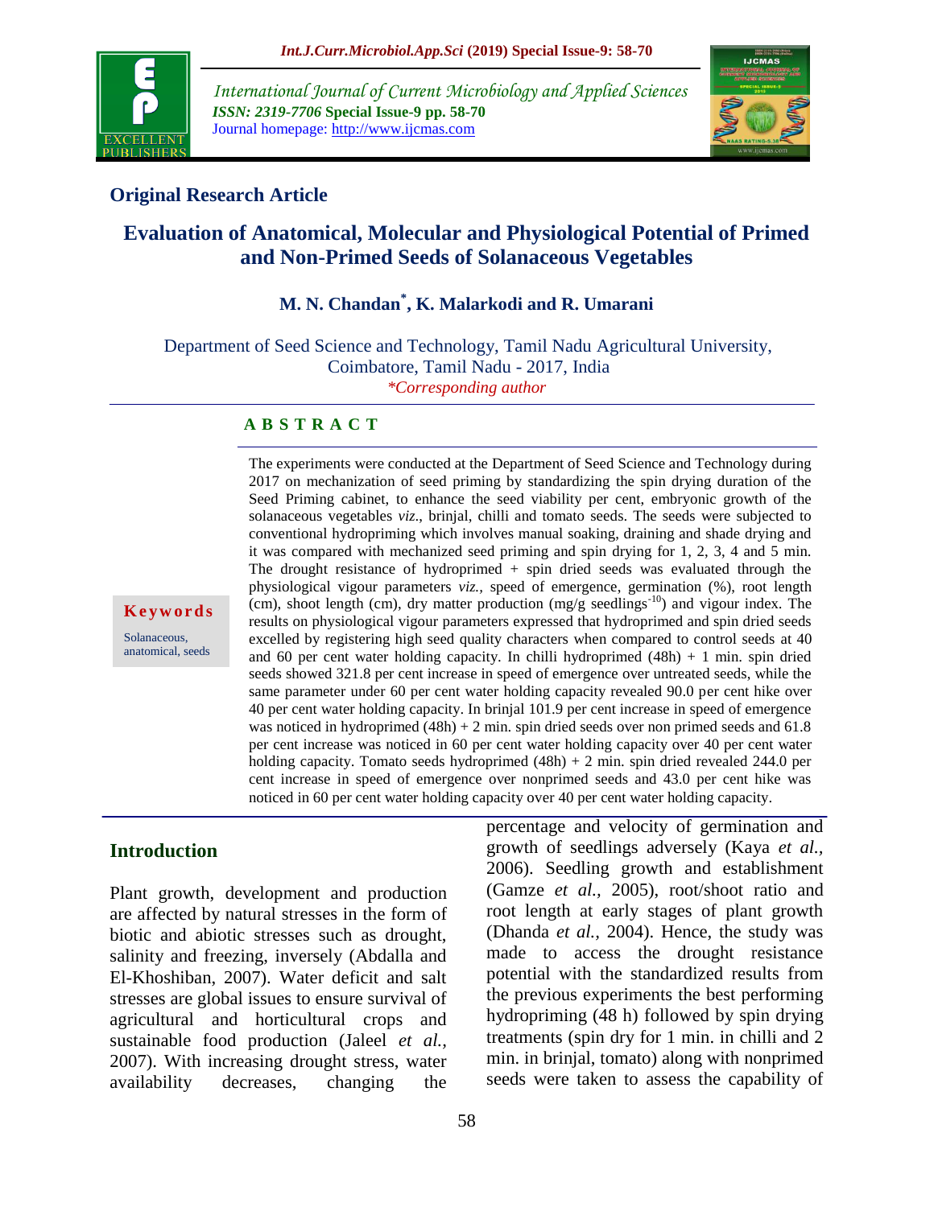*International Journal of Current Microbiology and Applied Sciences*
***ISSN: 2319-7706*** **Special Issue-9 pp. 58-70**
Journal homepage: http://www.ijcmas.com

## Original Research Article

# Evaluation of Anatomical, Molecular and Physiological Potential of Primed and Non-Primed Seeds of Solanaceous Vegetables

### M. N. Chandan*, K. Malarkodi and R. Umarani

Department of Seed Science and Technology, Tamil Nadu Agricultural University, Coimbatore, Tamil Nadu - 2017, India
*\*Corresponding author*

**A B S T R A C T**

**Keywords**

Solanaceous, anatomical, seeds

The experiments were conducted at the Department of Seed Science and Technology during 2017 on mechanization of seed priming by standardizing the spin drying duration of the Seed Priming cabinet, to enhance the seed viability per cent, embryonic growth of the solanaceous vegetables *viz*., brinjal, chilli and tomato seeds. The seeds were subjected to conventional hydropriming which involves manual soaking, draining and shade drying and it was compared with mechanized seed priming and spin drying for 1, 2, 3, 4 and 5 min. The drought resistance of hydroprimed + spin dried seeds was evaluated through the physiological vigour parameters *viz.,* speed of emergence, germination (%), root length (cm), shoot length (cm), dry matter production (mg/g seedlings$^{-10}$) and vigour index. The results on physiological vigour parameters expressed that hydroprimed and spin dried seeds excelled by registering high seed quality characters when compared to control seeds at 40 and 60 per cent water holding capacity. In chilli hydroprimed (48h) + 1 min. spin dried seeds showed 321.8 per cent increase in speed of emergence over untreated seeds, while the same parameter under 60 per cent water holding capacity revealed 90.0 per cent hike over 40 per cent water holding capacity. In brinjal 101.9 per cent increase in speed of emergence was noticed in hydroprimed (48h) + 2 min. spin dried seeds over non primed seeds and 61.8 per cent increase was noticed in 60 per cent water holding capacity over 40 per cent water holding capacity. Tomato seeds hydroprimed (48h) + 2 min. spin dried revealed 244.0 per cent increase in speed of emergence over nonprimed seeds and 43.0 per cent hike was noticed in 60 per cent water holding capacity over 40 per cent water holding capacity.

## Introduction

Plant growth, development and production are affected by natural stresses in the form of biotic and abiotic stresses such as drought, salinity and freezing, inversely (Abdalla and El-Khoshiban, 2007). Water deficit and salt stresses are global issues to ensure survival of agricultural and horticultural crops and sustainable food production (Jaleel *et al.,* 2007). With increasing drought stress, water availability decreases, changing the percentage and velocity of germination and growth of seedlings adversely (Kaya *et al.,* 2006). Seedling growth and establishment (Gamze *et al.,* 2005), root/shoot ratio and root length at early stages of plant growth (Dhanda *et al.,* 2004). Hence, the study was made to access the drought resistance potential with the standardized results from the previous experiments the best performing hydropriming (48 h) followed by spin drying treatments (spin dry for 1 min. in chilli and 2 min. in brinjal, tomato) along with nonprimed seeds were taken to assess the capability of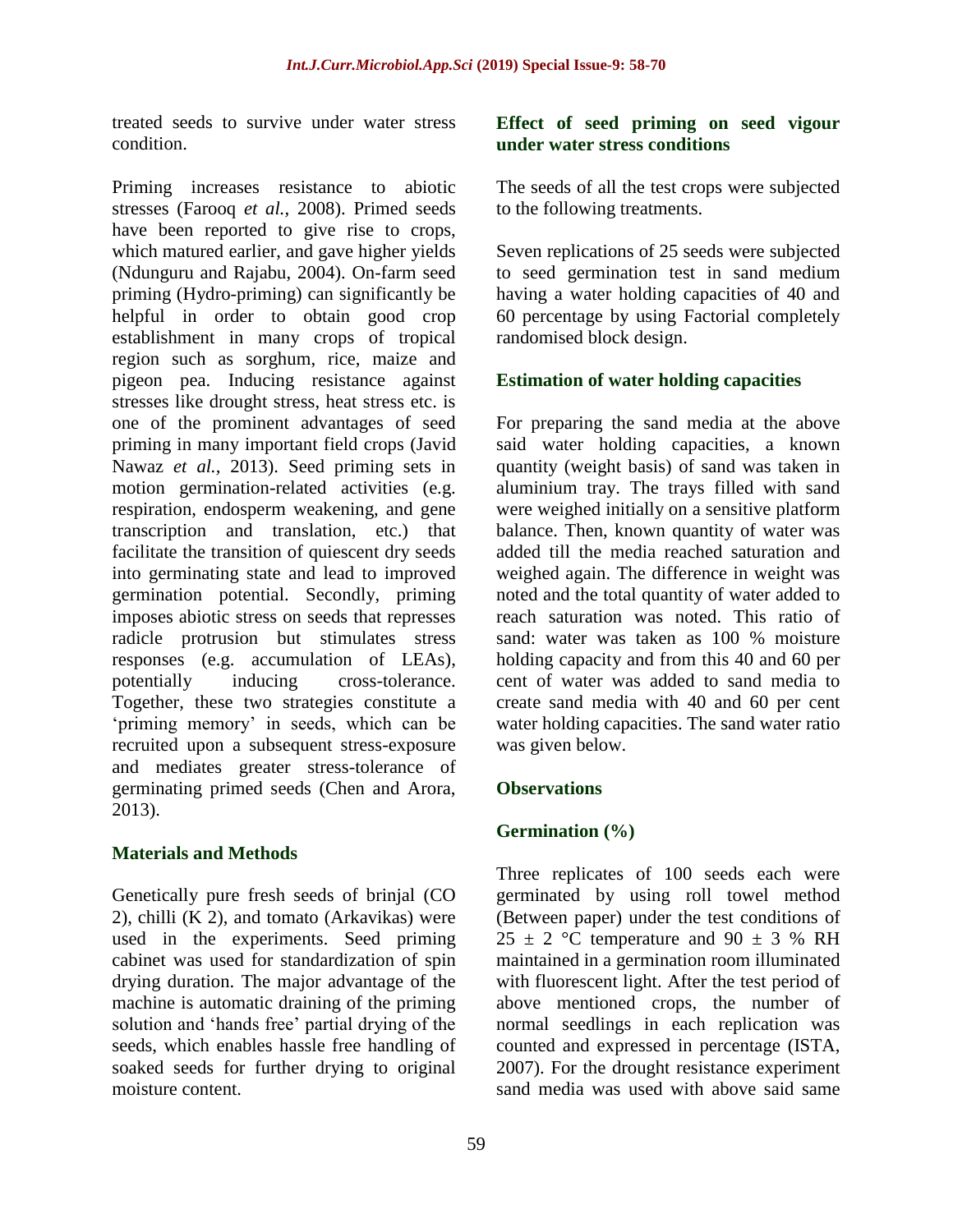treated seeds to survive under water stress condition.

Priming increases resistance to abiotic stresses (Farooq *et al.,* 2008). Primed seeds have been reported to give rise to crops, which matured earlier, and gave higher yields (Ndunguru and Rajabu, 2004). On-farm seed priming (Hydro-priming) can significantly be helpful in order to obtain good crop establishment in many crops of tropical region such as sorghum, rice, maize and pigeon pea. Inducing resistance against stresses like drought stress, heat stress etc. is one of the prominent advantages of seed priming in many important field crops (Javid Nawaz *et al.,* 2013). Seed priming sets in motion germination-related activities (e.g. respiration, endosperm weakening, and gene transcription and translation, etc.) that facilitate the transition of quiescent dry seeds into germinating state and lead to improved germination potential. Secondly, priming imposes abiotic stress on seeds that represses radicle protrusion but stimulates stress responses (e.g. accumulation of LEAs), potentially inducing cross-tolerance. Together, these two strategies constitute a 'priming memory' in seeds, which can be recruited upon a subsequent stress-exposure and mediates greater stress-tolerance of germinating primed seeds (Chen and Arora, 2013).

## Materials and Methods

Genetically pure fresh seeds of brinjal (CO 2), chilli (K 2), and tomato (Arkavikas) were used in the experiments. Seed priming cabinet was used for standardization of spin drying duration. The major advantage of the machine is automatic draining of the priming solution and 'hands free' partial drying of the seeds, which enables hassle free handling of soaked seeds for further drying to original moisture content.

### Effect of seed priming on seed vigour under water stress conditions

The seeds of all the test crops were subjected to the following treatments.

Seven replications of 25 seeds were subjected to seed germination test in sand medium having a water holding capacities of 40 and 60 percentage by using Factorial completely randomised block design.

### Estimation of water holding capacities

For preparing the sand media at the above said water holding capacities, a known quantity (weight basis) of sand was taken in aluminium tray. The trays filled with sand were weighed initially on a sensitive platform balance. Then, known quantity of water was added till the media reached saturation and weighed again. The difference in weight was noted and the total quantity of water added to reach saturation was noted. This ratio of sand: water was taken as 100 % moisture holding capacity and from this 40 and 60 per cent of water was added to sand media to create sand media with 40 and 60 per cent water holding capacities. The sand water ratio was given below.

### Observations

### Germination (%)

Three replicates of 100 seeds each were germinated by using roll towel method (Between paper) under the test conditions of 25 ± 2 °C temperature and 90 ± 3 % RH maintained in a germination room illuminated with fluorescent light. After the test period of above mentioned crops, the number of normal seedlings in each replication was counted and expressed in percentage (ISTA, 2007). For the drought resistance experiment sand media was used with above said same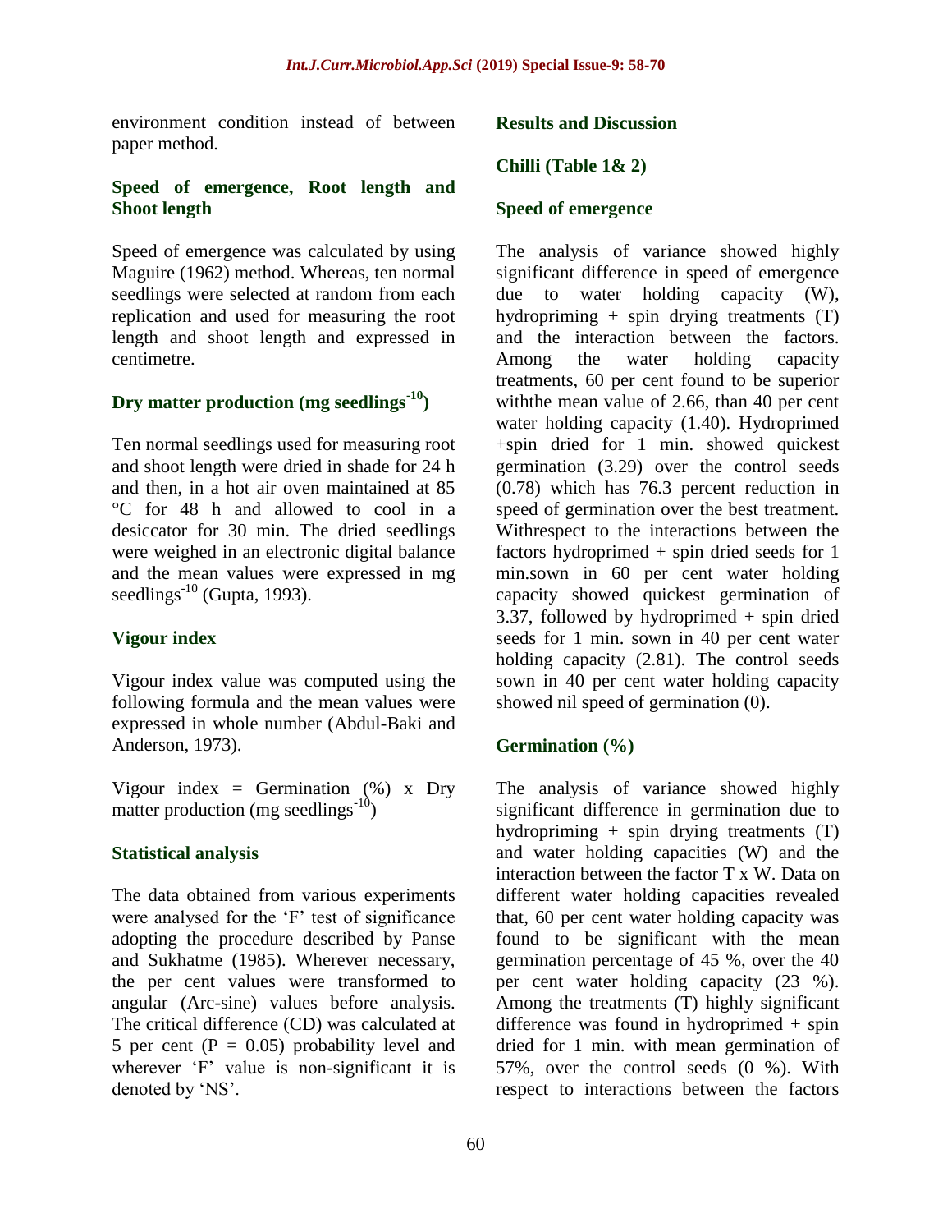environment condition instead of between paper method.

### Speed of emergence, Root length and Shoot length

Speed of emergence was calculated by using Maguire (1962) method. Whereas, ten normal seedlings were selected at random from each replication and used for measuring the root length and shoot length and expressed in centimetre.

### Dry matter production (mg seedlings$^{-10}$)

Ten normal seedlings used for measuring root and shoot length were dried in shade for 24 h and then, in a hot air oven maintained at 85 °C for 48 h and allowed to cool in a desiccator for 30 min. The dried seedlings were weighed in an electronic digital balance and the mean values were expressed in mg seedlings$^{-10}$ (Gupta, 1993).

### Vigour index

Vigour index value was computed using the following formula and the mean values were expressed in whole number (Abdul-Baki and Anderson, 1973).

Vigour index = Germination (%) x Dry matter production (mg seedlings$^{-10}$)

### Statistical analysis

The data obtained from various experiments were analysed for the 'F' test of significance adopting the procedure described by Panse and Sukhatme (1985). Wherever necessary, the per cent values were transformed to angular (Arc-sine) values before analysis. The critical difference (CD) was calculated at 5 per cent ($P = 0.05$) probability level and wherever 'F' value is non-significant it is denoted by 'NS'.

## Results and Discussion

### Chilli (Table 1& 2)

### Speed of emergence

The analysis of variance showed highly significant difference in speed of emergence due to water holding capacity (W), hydropriming + spin drying treatments (T) and the interaction between the factors. Among the water holding capacity treatments, 60 per cent found to be superior withthe mean value of 2.66, than 40 per cent water holding capacity (1.40). Hydroprimed +spin dried for 1 min. showed quickest germination (3.29) over the control seeds (0.78) which has 76.3 percent reduction in speed of germination over the best treatment. Withrespect to the interactions between the factors hydroprimed + spin dried seeds for 1 min.sown in 60 per cent water holding capacity showed quickest germination of 3.37, followed by hydroprimed + spin dried seeds for 1 min. sown in 40 per cent water holding capacity (2.81). The control seeds sown in 40 per cent water holding capacity showed nil speed of germination (0).

### Germination (%)

The analysis of variance showed highly significant difference in germination due to hydropriming + spin drying treatments (T) and water holding capacities (W) and the interaction between the factor T x W. Data on different water holding capacities revealed that, 60 per cent water holding capacity was found to be significant with the mean germination percentage of 45 %, over the 40 per cent water holding capacity (23 %). Among the treatments (T) highly significant difference was found in hydroprimed + spin dried for 1 min. with mean germination of 57%, over the control seeds (0 %). With respect to interactions between the factors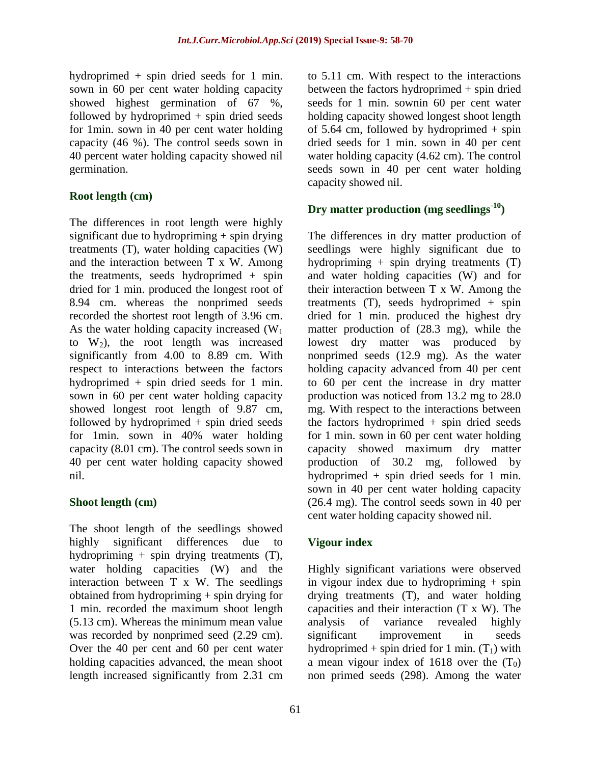hydroprimed + spin dried seeds for 1 min. sown in 60 per cent water holding capacity showed highest germination of 67 %, followed by hydroprimed + spin dried seeds for 1min. sown in 40 per cent water holding capacity (46 %). The control seeds sown in 40 percent water holding capacity showed nil germination.

### Root length (cm)

The differences in root length were highly significant due to hydropriming + spin drying treatments (T), water holding capacities (W) and the interaction between T x W. Among the treatments, seeds hydroprimed + spin dried for 1 min. produced the longest root of 8.94 cm. whereas the nonprimed seeds recorded the shortest root length of 3.96 cm. As the water holding capacity increased ($W_1$ to $W_2$), the root length was increased significantly from 4.00 to 8.89 cm. With respect to interactions between the factors hydroprimed + spin dried seeds for 1 min. sown in 60 per cent water holding capacity showed longest root length of 9.87 cm, followed by hydroprimed + spin dried seeds for 1min. sown in 40% water holding capacity (8.01 cm). The control seeds sown in 40 per cent water holding capacity showed nil.

### Shoot length (cm)

The shoot length of the seedlings showed highly significant differences due to hydropriming + spin drying treatments (T), water holding capacities (W) and the interaction between T x W. The seedlings obtained from hydropriming + spin drying for 1 min. recorded the maximum shoot length (5.13 cm). Whereas the minimum mean value was recorded by nonprimed seed (2.29 cm). Over the 40 per cent and 60 per cent water holding capacities advanced, the mean shoot length increased significantly from 2.31 cm to 5.11 cm. With respect to the interactions between the factors hydroprimed + spin dried seeds for 1 min. sownin 60 per cent water holding capacity showed longest shoot length of 5.64 cm, followed by hydroprimed + spin dried seeds for 1 min. sown in 40 per cent water holding capacity (4.62 cm). The control seeds sown in 40 per cent water holding capacity showed nil.

### Dry matter production (mg seedlings$^{-10}$)

The differences in dry matter production of seedlings were highly significant due to hydropriming + spin drying treatments (T) and water holding capacities (W) and for their interaction between T x W. Among the treatments (T), seeds hydroprimed + spin dried for 1 min. produced the highest dry matter production of (28.3 mg), while the lowest dry matter was produced by nonprimed seeds (12.9 mg). As the water holding capacity advanced from 40 per cent to 60 per cent the increase in dry matter production was noticed from 13.2 mg to 28.0 mg. With respect to the interactions between the factors hydroprimed + spin dried seeds for 1 min. sown in 60 per cent water holding capacity showed maximum dry matter production of 30.2 mg, followed by hydroprimed + spin dried seeds for 1 min. sown in 40 per cent water holding capacity (26.4 mg). The control seeds sown in 40 per cent water holding capacity showed nil.

### Vigour index

Highly significant variations were observed in vigour index due to hydropriming + spin drying treatments (T), and water holding capacities and their interaction (T x W). The analysis of variance revealed highly significant improvement in seeds hydroprimed + spin dried for 1 min. ($T_1$) with a mean vigour index of 1618 over the ($T_0$) non primed seeds (298). Among the water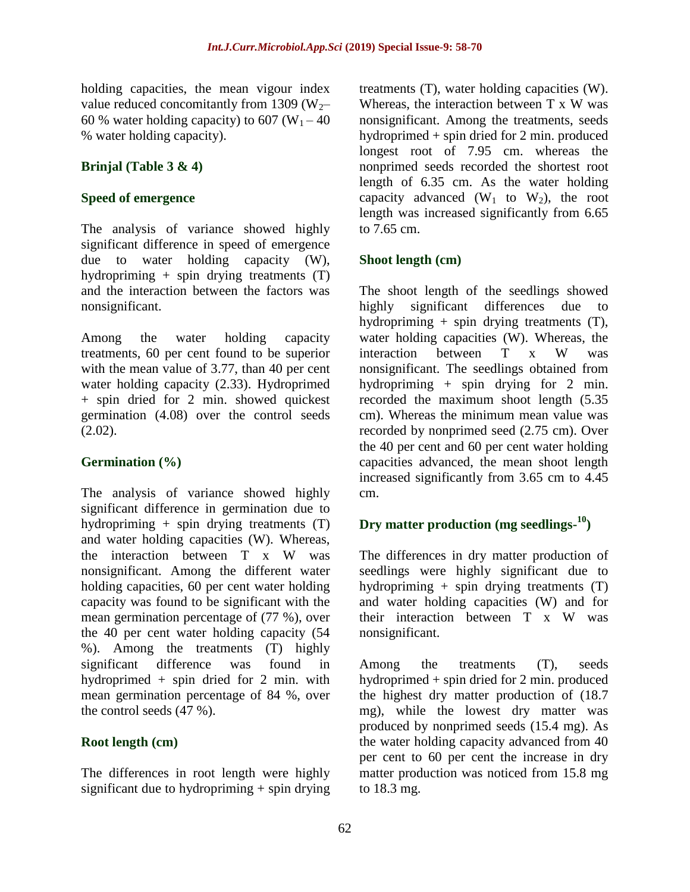holding capacities, the mean vigour index value reduced concomitantly from 1309 ($W_2$– 60 % water holding capacity) to 607 ($W_1$ – 40 % water holding capacity).

### Brinjal (Table 3 & 4)

### Speed of emergence

The analysis of variance showed highly significant difference in speed of emergence due to water holding capacity (W), hydropriming + spin drying treatments (T) and the interaction between the factors was nonsignificant.

Among the water holding capacity treatments, 60 per cent found to be superior with the mean value of 3.77, than 40 per cent water holding capacity (2.33). Hydroprimed + spin dried for 2 min. showed quickest germination (4.08) over the control seeds (2.02).

### Germination (%)

The analysis of variance showed highly significant difference in germination due to hydropriming + spin drying treatments (T) and water holding capacities (W). Whereas, the interaction between T x W was nonsignificant. Among the different water holding capacities, 60 per cent water holding capacity was found to be significant with the mean germination percentage of (77 %), over the 40 per cent water holding capacity (54 %). Among the treatments (T) highly significant difference was found in hydroprimed + spin dried for 2 min. with mean germination percentage of 84 %, over the control seeds (47 %).

### Root length (cm)

The differences in root length were highly significant due to hydropriming + spin drying treatments (T), water holding capacities (W). Whereas, the interaction between T x W was nonsignificant. Among the treatments, seeds hydroprimed + spin dried for 2 min. produced longest root of 7.95 cm. whereas the nonprimed seeds recorded the shortest root length of 6.35 cm. As the water holding capacity advanced ($W_1$ to $W_2$), the root length was increased significantly from 6.65 to 7.65 cm.

### Shoot length (cm)

The shoot length of the seedlings showed highly significant differences due to hydropriming + spin drying treatments (T), water holding capacities (W). Whereas, the interaction between T x W was nonsignificant. The seedlings obtained from hydropriming + spin drying for 2 min. recorded the maximum shoot length (5.35 cm). Whereas the minimum mean value was recorded by nonprimed seed (2.75 cm). Over the 40 per cent and 60 per cent water holding capacities advanced, the mean shoot length increased significantly from 3.65 cm to 4.45 cm.

### Dry matter production (mg seedlings-$^{10}$)

The differences in dry matter production of seedlings were highly significant due to hydropriming + spin drying treatments (T) and water holding capacities (W) and for their interaction between T x W was nonsignificant.

Among the treatments (T), seeds hydroprimed + spin dried for 2 min. produced the highest dry matter production of (18.7 mg), while the lowest dry matter was produced by nonprimed seeds (15.4 mg). As the water holding capacity advanced from 40 per cent to 60 per cent the increase in dry matter production was noticed from 15.8 mg to 18.3 mg.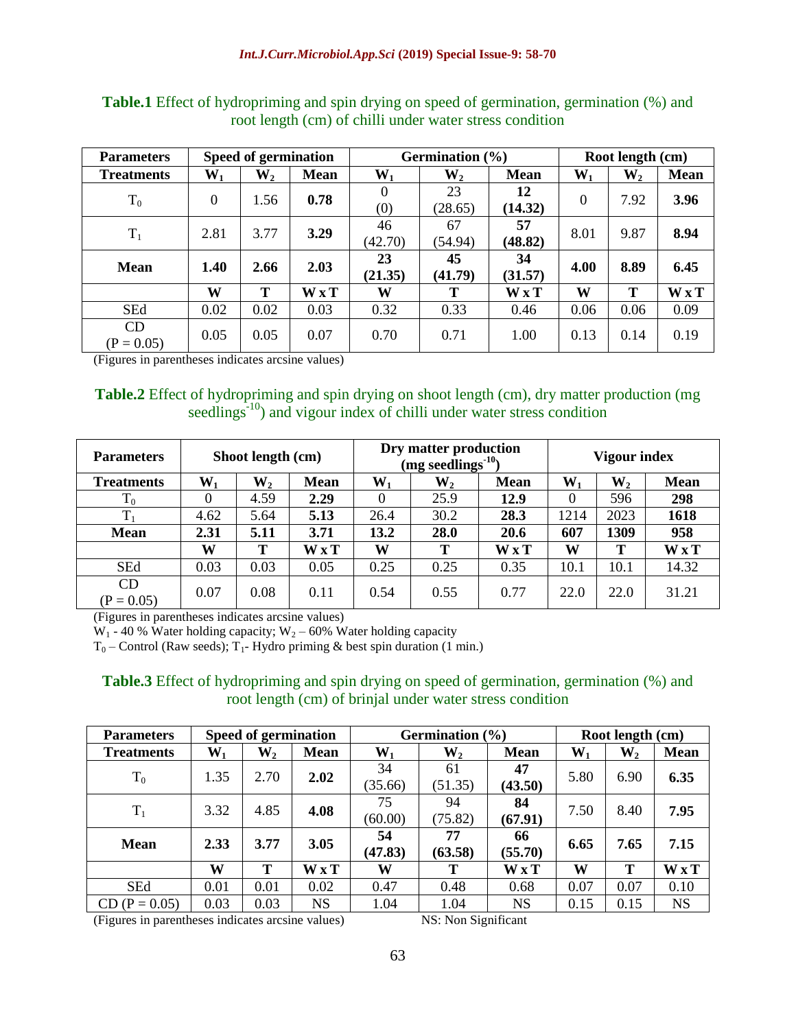**Table.1** Effect of hydropriming and spin drying on speed of germination, germination (%) and root length (cm) of chilli under water stress condition

| Parameters | Speed of germination | | | Germination (%) | | | Root length (cm) | | |
|---|---|---|---|---|---|---|---|---|---|
| **Treatments** | **$W_1$** | **$W_2$** | **Mean** | **$W_1$** | **$W_2$** | **Mean** | **$W_1$** | **$W_2$** | **Mean** |
| $T_0$ | 0 | 1.56 | **0.78** | 0 (0) | 23 (28.65) | **12 (14.32)** | 0 | 7.92 | **3.96** |
| $T_1$ | 2.81 | 3.77 | **3.29** | 46 (42.70) | 67 (54.94) | **57 (48.82)** | 8.01 | 9.87 | **8.94** |
| **Mean** | **1.40** | **2.66** | **2.03** | **23 (21.35)** | **45 (41.79)** | **34 (31.57)** | **4.00** | **8.89** | **6.45** |
| | **W** | **T** | **W x T** | **W** | **T** | **W x T** | **W** | **T** | **W x T** |
| SEd | 0.02 | 0.02 | 0.03 | 0.32 | 0.33 | 0.46 | 0.06 | 0.06 | 0.09 |
| CD (P = 0.05) | 0.05 | 0.05 | 0.07 | 0.70 | 0.71 | 1.00 | 0.13 | 0.14 | 0.19 |

(Figures in parentheses indicates arcsine values)

**Table.2** Effect of hydropriming and spin drying on shoot length (cm), dry matter production (mg seedlings$^{-10}$) and vigour index of chilli under water stress condition

| Parameters | Shoot length (cm) | | | Dry matter production (mg seedlings$^{-10}$) | | | Vigour index | | |
|---|---|---|---|---|---|---|---|---|---|
| **Treatments** | **$W_1$** | **$W_2$** | **Mean** | **$W_1$** | **$W_2$** | **Mean** | **$W_1$** | **$W_2$** | **Mean** |
| $T_0$ | 0 | 4.59 | **2.29** | 0 | 25.9 | **12.9** | 0 | 596 | **298** |
| $T_1$ | 4.62 | 5.64 | **5.13** | 26.4 | 30.2 | **28.3** | 1214 | 2023 | **1618** |
| **Mean** | **2.31** | **5.11** | **3.71** | **13.2** | **28.0** | **20.6** | **607** | **1309** | **958** |
| | **W** | **T** | **W x T** | **W** | **T** | **W x T** | **W** | **T** | **W x T** |
| SEd | 0.03 | 0.03 | 0.05 | 0.25 | 0.25 | 0.35 | 10.1 | 10.1 | 14.32 |
| CD (P = 0.05) | 0.07 | 0.08 | 0.11 | 0.54 | 0.55 | 0.77 | 22.0 | 22.0 | 31.21 |

(Figures in parentheses indicates arcsine values)

$W_1$ - 40 % Water holding capacity; $W_2$ – 60% Water holding capacity

$T_0$ – Control (Raw seeds); $T_1$- Hydro priming & best spin duration (1 min.)

**Table.3** Effect of hydropriming and spin drying on speed of germination, germination (%) and root length (cm) of brinjal under water stress condition

| Parameters | Speed of germination | | | Germination (%) | | | Root length (cm) | | |
|---|---|---|---|---|---|---|---|---|---|
| **Treatments** | **$W_1$** | **$W_2$** | **Mean** | **$W_1$** | **$W_2$** | **Mean** | **$W_1$** | **$W_2$** | **Mean** |
| $T_0$ | 1.35 | 2.70 | **2.02** | 34 (35.66) | 61 (51.35) | **47 (43.50)** | 5.80 | 6.90 | **6.35** |
| $T_1$ | 3.32 | 4.85 | **4.08** | 75 (60.00) | 94 (75.82) | **84 (67.91)** | 7.50 | 8.40 | **7.95** |
| **Mean** | **2.33** | **3.77** | **3.05** | **54 (47.83)** | **77 (63.58)** | **66 (55.70)** | **6.65** | **7.65** | **7.15** |
| | **W** | **T** | **W x T** | **W** | **T** | **W x T** | **W** | **T** | **W x T** |
| SEd | 0.01 | 0.01 | 0.02 | 0.47 | 0.48 | 0.68 | 0.07 | 0.07 | 0.10 |
| CD (P = 0.05) | 0.03 | 0.03 | NS | 1.04 | 1.04 | NS | 0.15 | 0.15 | NS |

(Figures in parentheses indicates arcsine values) NS: Non Significant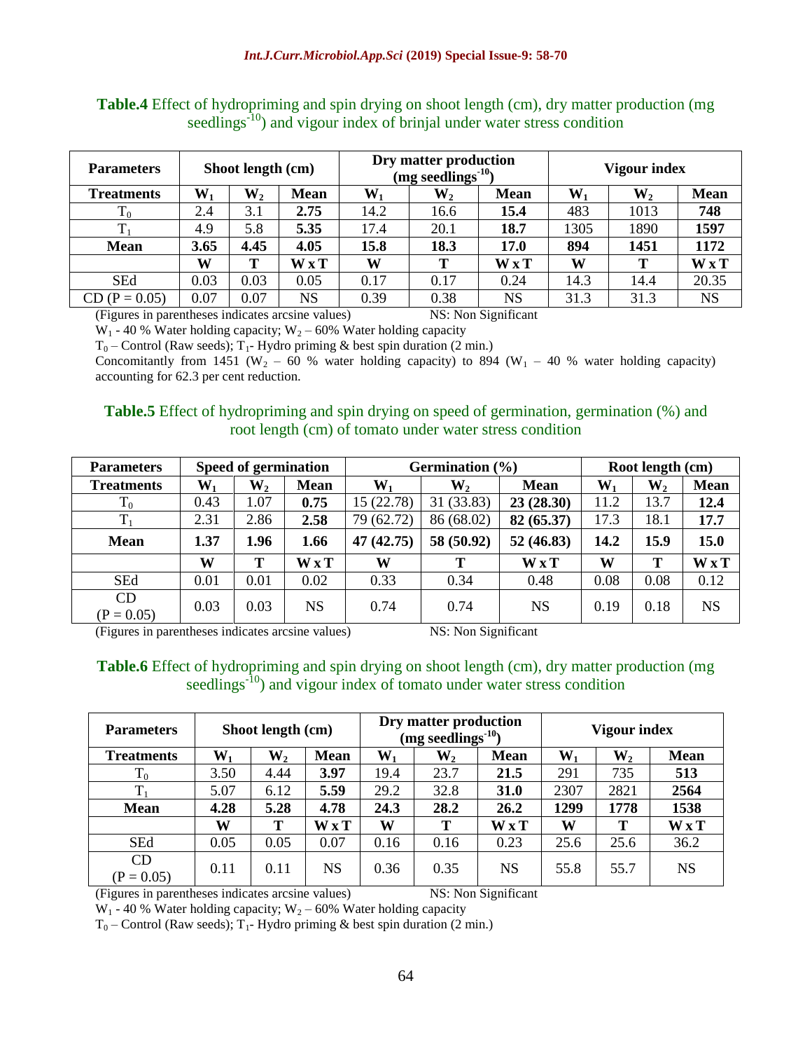**Table.4** Effect of hydropriming and spin drying on shoot length (cm), dry matter production (mg seedlings$^{-10}$) and vigour index of brinjal under water stress condition

| Parameters | Shoot length (cm) | | | Dry matter production (mg seedlings$^{-10}$) | | | Vigour index | | |
|---|---|---|---|---|---|---|---|---|---|
| **Treatments** | $W_1$ | $W_2$ | **Mean** | $W_1$ | $W_2$ | **Mean** | $W_1$ | $W_2$ | **Mean** |
| $T_0$ | 2.4 | 3.1 | **2.75** | 14.2 | 16.6 | **15.4** | 483 | 1013 | **748** |
| $T_1$ | 4.9 | 5.8 | **5.35** | 17.4 | 20.1 | **18.7** | 1305 | 1890 | **1597** |
| **Mean** | **3.65** | **4.45** | **4.05** | **15.8** | **18.3** | **17.0** | **894** | **1451** | **1172** |
| | **W** | **T** | **W x T** | **W** | **T** | **W x T** | **W** | **T** | **W x T** |
| SEd | 0.03 | 0.03 | 0.05 | 0.17 | 0.17 | 0.24 | 14.3 | 14.4 | 20.35 |
| CD (P = 0.05) | 0.07 | 0.07 | NS | 0.39 | 0.38 | NS | 31.3 | 31.3 | NS |

(Figures in parentheses indicates arcsine values) NS: Non Significant

$W_1$ - 40 % Water holding capacity; $W_2$ – 60% Water holding capacity

$T_0$ – Control (Raw seeds); $T_1$- Hydro priming & best spin duration (2 min.)

Concomitantly from 1451 ($W_2$ – 60 % water holding capacity) to 894 ($W_1$ – 40 % water holding capacity) accounting for 62.3 per cent reduction.

**Table.5** Effect of hydropriming and spin drying on speed of germination, germination (%) and root length (cm) of tomato under water stress condition

| Parameters | Speed of germination | | | Germination (%) | | | Root length (cm) | | |
|---|---|---|---|---|---|---|---|---|---|
| **Treatments** | $W_1$ | $W_2$ | **Mean** | $W_1$ | $W_2$ | **Mean** | $W_1$ | $W_2$ | **Mean** |
| $T_0$ | 0.43 | 1.07 | **0.75** | 15 (22.78) | 31 (33.83) | **23 (28.30)** | 11.2 | 13.7 | **12.4** |
| $T_1$ | 2.31 | 2.86 | **2.58** | 79 (62.72) | 86 (68.02) | **82 (65.37)** | 17.3 | 18.1 | **17.7** |
| **Mean** | **1.37** | **1.96** | **1.66** | **47 (42.75)** | **58 (50.92)** | **52 (46.83)** | **14.2** | **15.9** | **15.0** |
| | **W** | **T** | **W x T** | **W** | **T** | **W x T** | **W** | **T** | **W x T** |
| SEd | 0.01 | 0.01 | 0.02 | 0.33 | 0.34 | 0.48 | 0.08 | 0.08 | 0.12 |
| CD (P = 0.05) | 0.03 | 0.03 | NS | 0.74 | 0.74 | NS | 0.19 | 0.18 | NS |

(Figures in parentheses indicates arcsine values) NS: Non Significant

**Table.6** Effect of hydropriming and spin drying on shoot length (cm), dry matter production (mg seedlings$^{-10}$) and vigour index of tomato under water stress condition

| Parameters | Shoot length (cm) | | | Dry matter production (mg seedlings$^{-10}$) | | | Vigour index | | |
|---|---|---|---|---|---|---|---|---|---|
| **Treatments** | $W_1$ | $W_2$ | **Mean** | $W_1$ | $W_2$ | **Mean** | $W_1$ | $W_2$ | **Mean** |
| $T_0$ | 3.50 | 4.44 | **3.97** | 19.4 | 23.7 | **21.5** | 291 | 735 | **513** |
| $T_1$ | 5.07 | 6.12 | **5.59** | 29.2 | 32.8 | **31.0** | 2307 | 2821 | **2564** |
| **Mean** | **4.28** | **5.28** | **4.78** | **24.3** | **28.2** | **26.2** | **1299** | **1778** | **1538** |
| | **W** | **T** | **W x T** | **W** | **T** | **W x T** | **W** | **T** | **W x T** |
| SEd | 0.05 | 0.05 | 0.07 | 0.16 | 0.16 | 0.23 | 25.6 | 25.6 | 36.2 |
| CD (P = 0.05) | 0.11 | 0.11 | NS | 0.36 | 0.35 | NS | 55.8 | 55.7 | NS |

(Figures in parentheses indicates arcsine values) NS: Non Significant

$W_1$ - 40 % Water holding capacity; $W_2$ – 60% Water holding capacity

$T_0$ – Control (Raw seeds); $T_1$- Hydro priming & best spin duration (2 min.)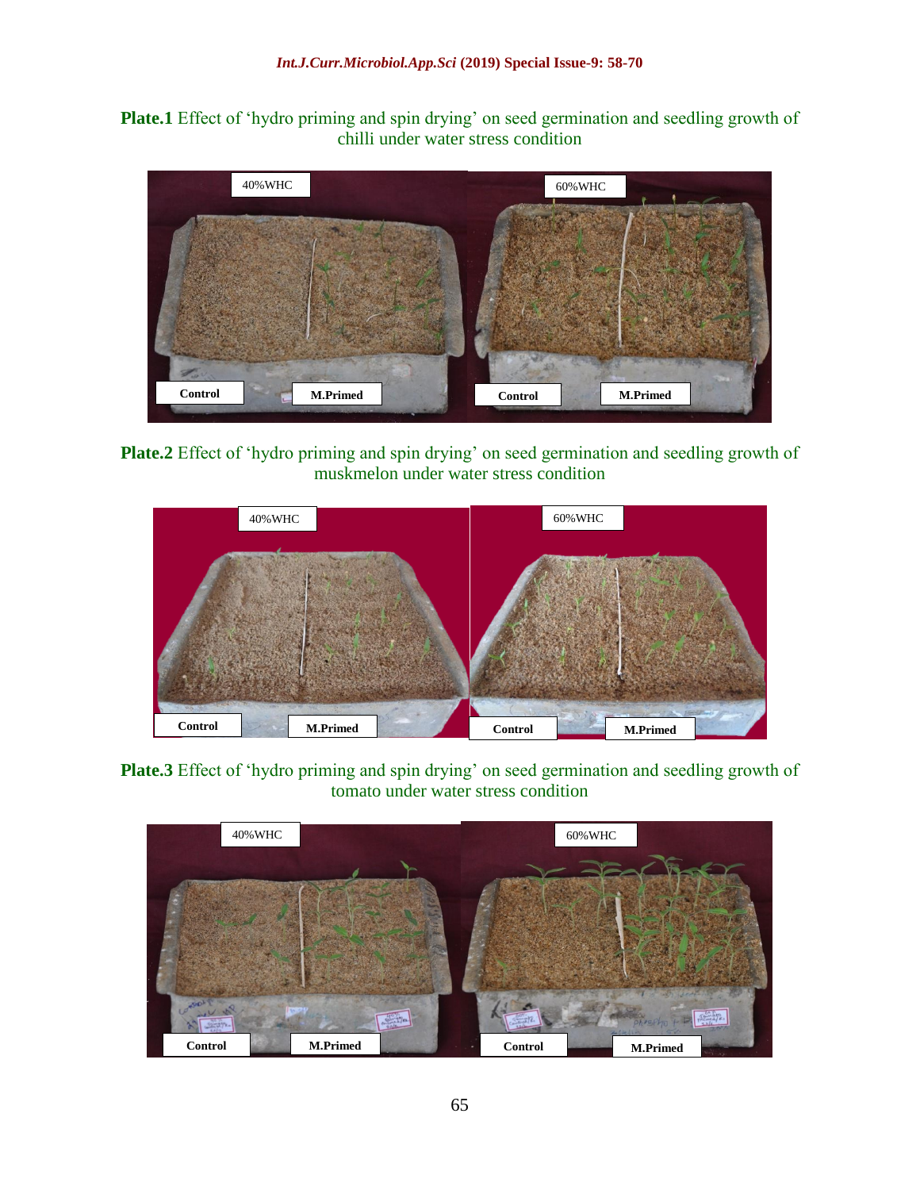**Plate.1** Effect of 'hydro priming and spin drying' on seed germination and seedling growth of chilli under water stress condition

**Plate.2** Effect of 'hydro priming and spin drying' on seed germination and seedling growth of muskmelon under water stress condition

**Plate.3** Effect of 'hydro priming and spin drying' on seed germination and seedling growth of tomato under water stress condition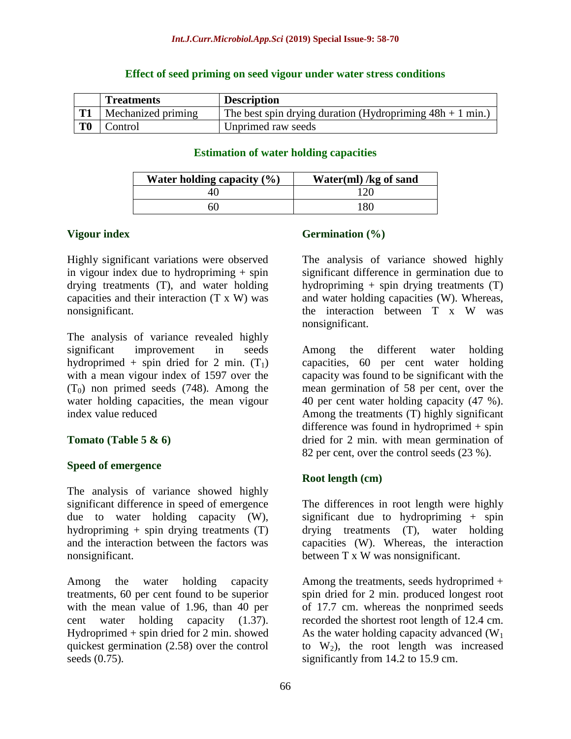### Effect of seed priming on seed vigour under water stress conditions

| | Treatments | Description |
|---|---|---|
| **T1** | Mechanized priming | The best spin drying duration (Hydropriming 48h + 1 min.) |
| **T0** | Control | Unprimed raw seeds |

### Estimation of water holding capacities

| Water holding capacity (%) | Water(ml) /kg of sand |
|---|---|
| 40 | 120 |
| 60 | 180 |

#### Vigour index

Highly significant variations were observed in vigour index due to hydropriming + spin drying treatments (T), and water holding capacities and their interaction (T x W) was nonsignificant.

The analysis of variance revealed highly significant improvement in seeds hydroprimed + spin dried for 2 min. ($T_1$) with a mean vigour index of 1597 over the ($T_0$) non primed seeds (748). Among the water holding capacities, the mean vigour index value reduced

#### Tomato (Table 5 & 6)

#### Speed of emergence

The analysis of variance showed highly significant difference in speed of emergence due to water holding capacity (W), hydropriming + spin drying treatments (T) and the interaction between the factors was nonsignificant.

Among the water holding capacity treatments, 60 per cent found to be superior with the mean value of 1.96, than 40 per cent water holding capacity (1.37). Hydroprimed + spin dried for 2 min. showed quickest germination (2.58) over the control seeds (0.75).

#### Germination (%)

The analysis of variance showed highly significant difference in germination due to hydropriming + spin drying treatments (T) and water holding capacities (W). Whereas, the interaction between T x W was nonsignificant.

Among the different water holding capacities, 60 per cent water holding capacity was found to be significant with the mean germination of 58 per cent, over the 40 per cent water holding capacity (47 %). Among the treatments (T) highly significant difference was found in hydroprimed + spin dried for 2 min. with mean germination of 82 per cent, over the control seeds (23 %).

#### Root length (cm)

The differences in root length were highly significant due to hydropriming + spin drying treatments (T), water holding capacities (W). Whereas, the interaction between T x W was nonsignificant.

Among the treatments, seeds hydroprimed + spin dried for 2 min. produced longest root of 17.7 cm. whereas the nonprimed seeds recorded the shortest root length of 12.4 cm. As the water holding capacity advanced ($W_1$ to $W_2$), the root length was increased significantly from 14.2 to 15.9 cm.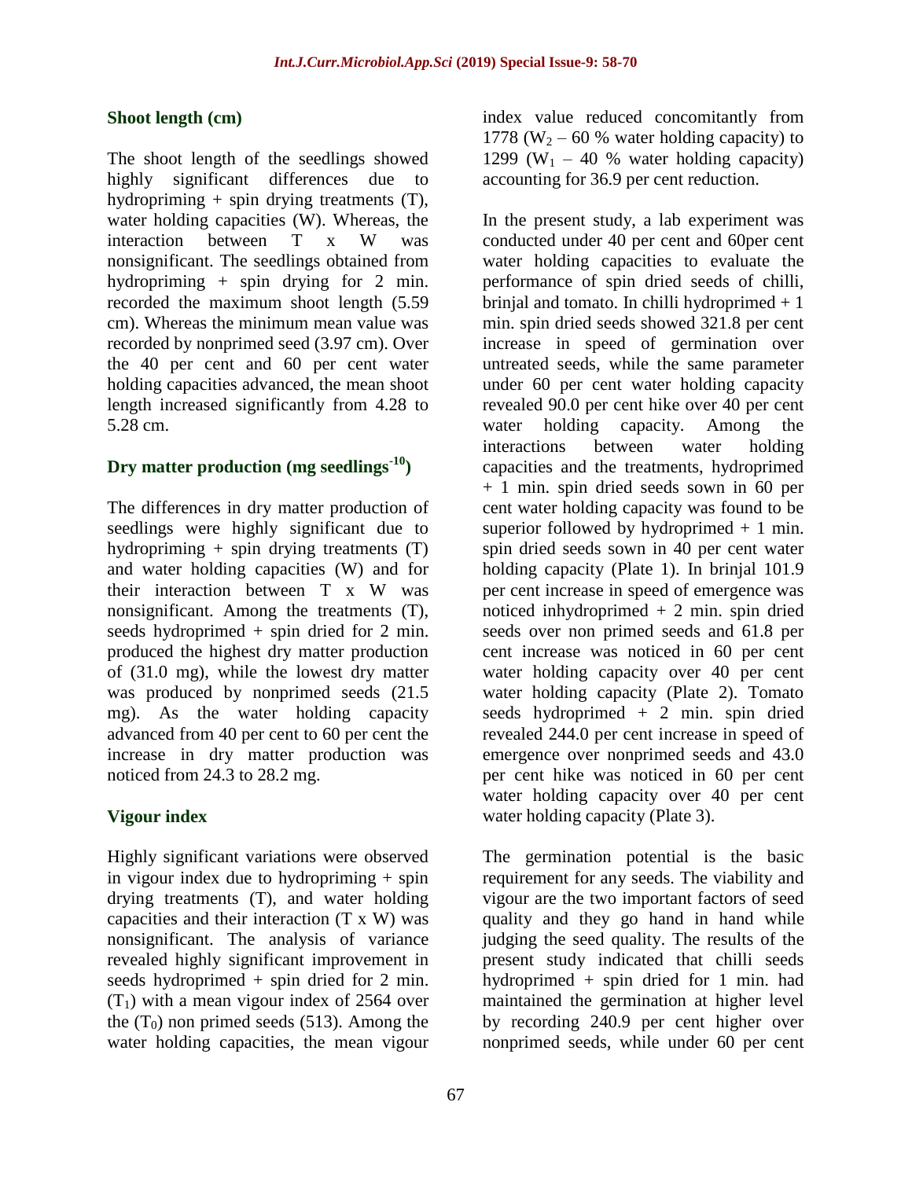### Shoot length (cm)

The shoot length of the seedlings showed highly significant differences due to hydropriming + spin drying treatments (T), water holding capacities (W). Whereas, the interaction between T x W was nonsignificant. The seedlings obtained from hydropriming + spin drying for 2 min. recorded the maximum shoot length (5.59 cm). Whereas the minimum mean value was recorded by nonprimed seed (3.97 cm). Over the 40 per cent and 60 per cent water holding capacities advanced, the mean shoot length increased significantly from 4.28 to 5.28 cm.

### Dry matter production (mg seedlings$^{-10}$)

The differences in dry matter production of seedlings were highly significant due to hydropriming + spin drying treatments (T) and water holding capacities (W) and for their interaction between T x W was nonsignificant. Among the treatments (T), seeds hydroprimed + spin dried for 2 min. produced the highest dry matter production of (31.0 mg), while the lowest dry matter was produced by nonprimed seeds (21.5 mg). As the water holding capacity advanced from 40 per cent to 60 per cent the increase in dry matter production was noticed from 24.3 to 28.2 mg.

### Vigour index

Highly significant variations were observed in vigour index due to hydropriming + spin drying treatments (T), and water holding capacities and their interaction (T x W) was nonsignificant. The analysis of variance revealed highly significant improvement in seeds hydroprimed + spin dried for 2 min. ($T_1$) with a mean vigour index of 2564 over the ($T_0$) non primed seeds (513). Among the water holding capacities, the mean vigour index value reduced concomitantly from 1778 ($W_2$ – 60 % water holding capacity) to 1299 ($W_1$ – 40 % water holding capacity) accounting for 36.9 per cent reduction.

In the present study, a lab experiment was conducted under 40 per cent and 60per cent water holding capacities to evaluate the performance of spin dried seeds of chilli, brinjal and tomato. In chilli hydroprimed + 1 min. spin dried seeds showed 321.8 per cent increase in speed of germination over untreated seeds, while the same parameter under 60 per cent water holding capacity revealed 90.0 per cent hike over 40 per cent water holding capacity. Among the interactions between water holding capacities and the treatments, hydroprimed + 1 min. spin dried seeds sown in 60 per cent water holding capacity was found to be superior followed by hydroprimed + 1 min. spin dried seeds sown in 40 per cent water holding capacity (Plate 1). In brinjal 101.9 per cent increase in speed of emergence was noticed inhydroprimed + 2 min. spin dried seeds over non primed seeds and 61.8 per cent increase was noticed in 60 per cent water holding capacity over 40 per cent water holding capacity (Plate 2). Tomato seeds hydroprimed + 2 min. spin dried revealed 244.0 per cent increase in speed of emergence over nonprimed seeds and 43.0 per cent hike was noticed in 60 per cent water holding capacity over 40 per cent water holding capacity (Plate 3).

The germination potential is the basic requirement for any seeds. The viability and vigour are the two important factors of seed quality and they go hand in hand while judging the seed quality. The results of the present study indicated that chilli seeds hydroprimed + spin dried for 1 min. had maintained the germination at higher level by recording 240.9 per cent higher over nonprimed seeds, while under 60 per cent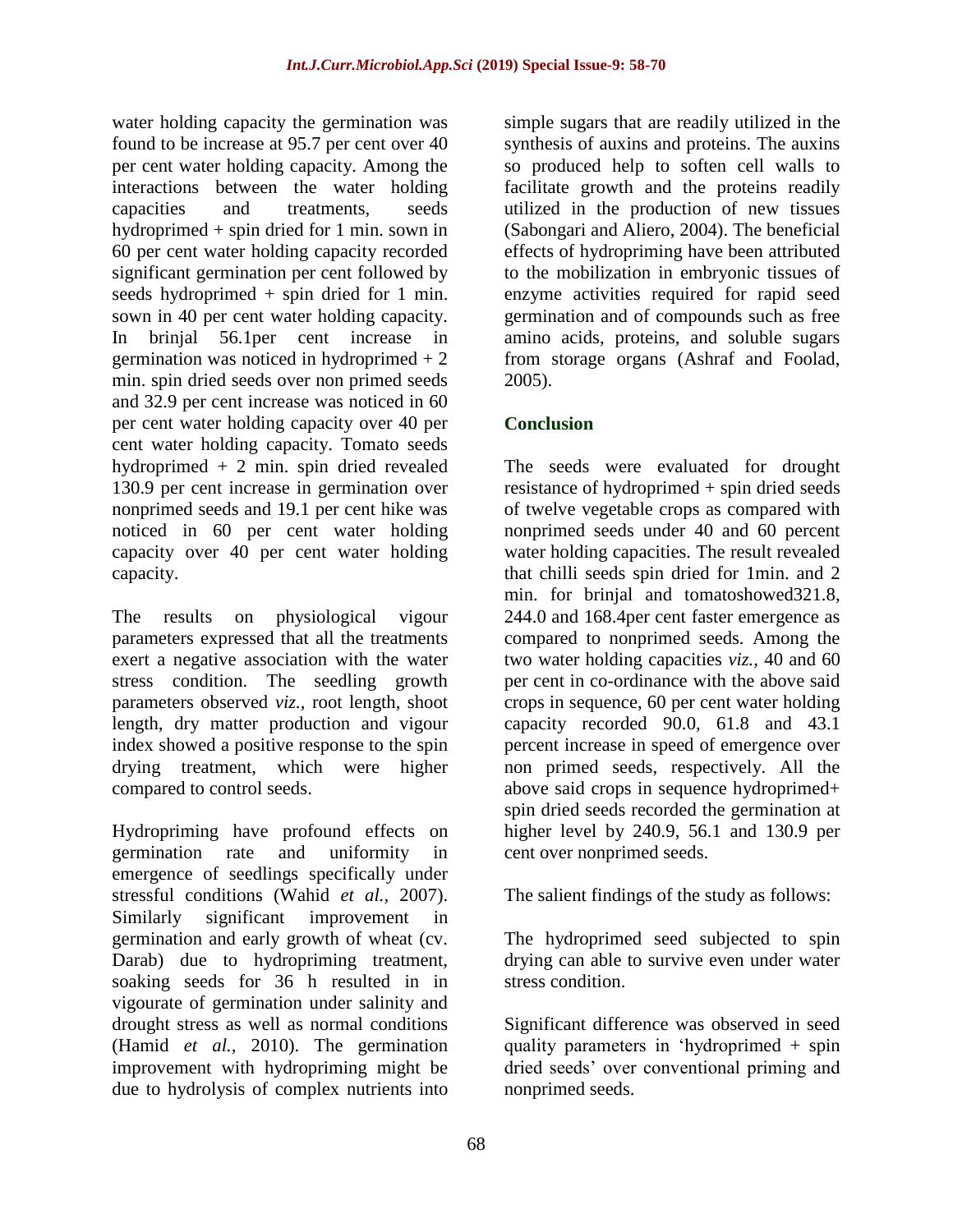water holding capacity the germination was found to be increase at 95.7 per cent over 40 per cent water holding capacity. Among the interactions between the water holding capacities and treatments, seeds hydroprimed + spin dried for 1 min. sown in 60 per cent water holding capacity recorded significant germination per cent followed by seeds hydroprimed + spin dried for 1 min. sown in 40 per cent water holding capacity. In brinjal 56.1per cent increase in germination was noticed in hydroprimed + 2 min. spin dried seeds over non primed seeds and 32.9 per cent increase was noticed in 60 per cent water holding capacity over 40 per cent water holding capacity. Tomato seeds hydroprimed + 2 min. spin dried revealed 130.9 per cent increase in germination over nonprimed seeds and 19.1 per cent hike was noticed in 60 per cent water holding capacity over 40 per cent water holding capacity.

The results on physiological vigour parameters expressed that all the treatments exert a negative association with the water stress condition. The seedling growth parameters observed *viz.,* root length, shoot length, dry matter production and vigour index showed a positive response to the spin drying treatment, which were higher compared to control seeds.

Hydropriming have profound effects on germination rate and uniformity in emergence of seedlings specifically under stressful conditions (Wahid *et al.,* 2007). Similarly significant improvement in germination and early growth of wheat (cv. Darab) due to hydropriming treatment, soaking seeds for 36 h resulted in in vigourate of germination under salinity and drought stress as well as normal conditions (Hamid *et al.,* 2010). The germination improvement with hydropriming might be due to hydrolysis of complex nutrients into simple sugars that are readily utilized in the synthesis of auxins and proteins. The auxins so produced help to soften cell walls to facilitate growth and the proteins readily utilized in the production of new tissues (Sabongari and Aliero, 2004). The beneficial effects of hydropriming have been attributed to the mobilization in embryonic tissues of enzyme activities required for rapid seed germination and of compounds such as free amino acids, proteins, and soluble sugars from storage organs (Ashraf and Foolad, 2005).

## Conclusion

The seeds were evaluated for drought resistance of hydroprimed + spin dried seeds of twelve vegetable crops as compared with nonprimed seeds under 40 and 60 percent water holding capacities. The result revealed that chilli seeds spin dried for 1min. and 2 min. for brinjal and tomatoshowed321.8, 244.0 and 168.4per cent faster emergence as compared to nonprimed seeds. Among the two water holding capacities *viz.,* 40 and 60 per cent in co-ordinance with the above said crops in sequence, 60 per cent water holding capacity recorded 90.0, 61.8 and 43.1 percent increase in speed of emergence over non primed seeds, respectively. All the above said crops in sequence hydroprimed+ spin dried seeds recorded the germination at higher level by 240.9, 56.1 and 130.9 per cent over nonprimed seeds.

The salient findings of the study as follows:

The hydroprimed seed subjected to spin drying can able to survive even under water stress condition.

Significant difference was observed in seed quality parameters in 'hydroprimed + spin dried seeds' over conventional priming and nonprimed seeds.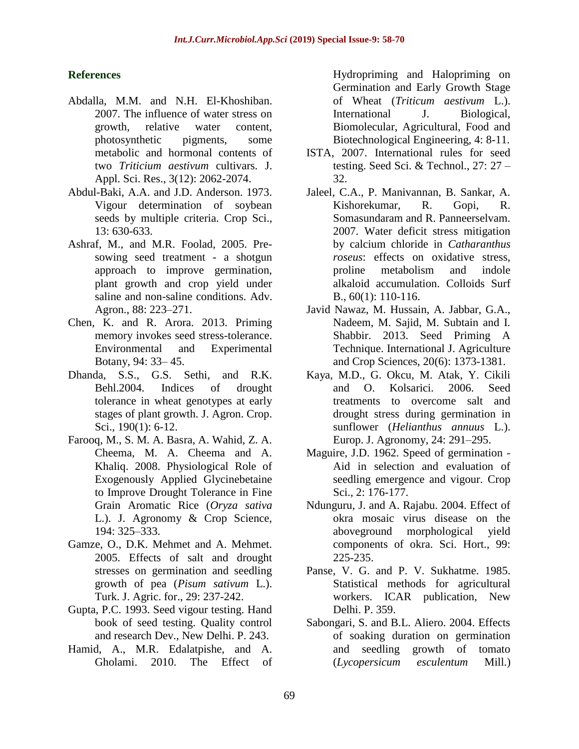## References

Abdalla, M.M. and N.H. El-Khoshiban. 2007. The influence of water stress on growth, relative water content, photosynthetic pigments, some metabolic and hormonal contents of two *Triticium aestivum* cultivars. J. Appl. Sci. Res., 3(12): 2062-2074.

Abdul-Baki, A.A. and J.D. Anderson. 1973. Vigour determination of soybean seeds by multiple criteria. Crop Sci., 13: 630-633.

Ashraf, M., and M.R. Foolad, 2005. Pre-sowing seed treatment - a shotgun approach to improve germination, plant growth and crop yield under saline and non-saline conditions. Adv. Agron., 88: 223–271.

Chen, K. and R. Arora. 2013. Priming memory invokes seed stress-tolerance. Environmental and Experimental Botany, 94: 33– 45.

Dhanda, S.S., G.S. Sethi, and R.K. Behl.2004. Indices of drought tolerance in wheat genotypes at early stages of plant growth. J. Agron. Crop. Sci., 190(1): 6-12.

Farooq, M., S. M. A. Basra, A. Wahid, Z. A. Cheema, M. A. Cheema and A. Khaliq. 2008. Physiological Role of Exogenously Applied Glycinebetaine to Improve Drought Tolerance in Fine Grain Aromatic Rice (*Oryza sativa* L.). J. Agronomy & Crop Science, 194: 325–333.

Gamze, O., D.K. Mehmet and A. Mehmet. 2005. Effects of salt and drought stresses on germination and seedling growth of pea (*Pisum sativum* L.). Turk. J. Agric. for., 29: 237-242.

Gupta, P.C. 1993. Seed vigour testing. Hand book of seed testing. Quality control and research Dev., New Delhi. P. 243.

Hamid, A., M.R. Edalatpishe, and A. Gholami. 2010. The Effect of Hydropriming and Halopriming on Germination and Early Growth Stage of Wheat (*Triticum aestivum* L.). International J. Biological, Biomolecular, Agricultural, Food and Biotechnological Engineering, 4: 8-11.

ISTA, 2007. International rules for seed testing. Seed Sci. & Technol., 27: 27 – 32.

Jaleel, C.A., P. Manivannan, B. Sankar, A. Kishorekumar, R. Gopi, R. Somasundaram and R. Panneerselvam. 2007. Water deficit stress mitigation by calcium chloride in *Catharanthus roseus*: effects on oxidative stress, proline metabolism and indole alkaloid accumulation. Colloids Surf B., 60(1): 110-116.

Javid Nawaz, M. Hussain, A. Jabbar, G.A., Nadeem, M. Sajid, M. Subtain and I. Shabbir. 2013. Seed Priming A Technique. International J. Agriculture and Crop Sciences, 20(6): 1373-1381.

Kaya, M.D., G. Okcu, M. Atak, Y. Cikili and O. Kolsarici. 2006. Seed treatments to overcome salt and drought stress during germination in sunflower (*Helianthus annuus* L.). Europ. J. Agronomy, 24: 291–295.

Maguire, J.D. 1962. Speed of germination - Aid in selection and evaluation of seedling emergence and vigour. Crop Sci., 2: 176-177.

Ndunguru, J. and A. Rajabu. 2004. Effect of okra mosaic virus disease on the aboveground morphological yield components of okra. Sci. Hort., 99: 225-235.

Panse, V. G. and P. V. Sukhatme. 1985. Statistical methods for agricultural workers. ICAR publication, New Delhi. P. 359.

Sabongari, S. and B.L. Aliero. 2004. Effects of soaking duration on germination and seedling growth of tomato (*Lycopersicum esculentum* Mill.)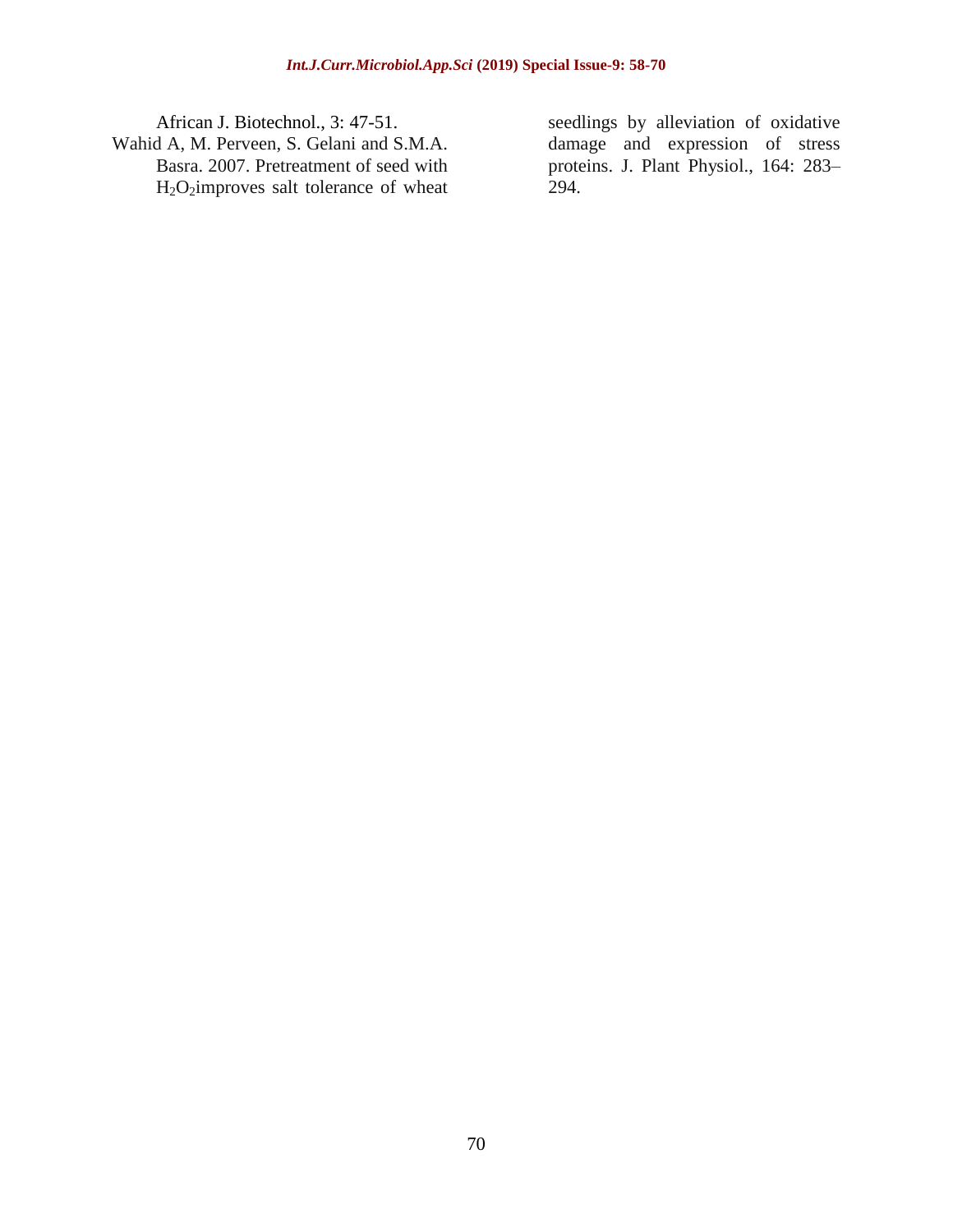African J. Biotechnol., 3: 47-51.

Wahid A, M. Perveen, S. Gelani and S.M.A. Basra. 2007. Pretreatment of seed with $H_2O_2$improves salt tolerance of wheat seedlings by alleviation of oxidative damage and expression of stress proteins. J. Plant Physiol., 164: 283–294.